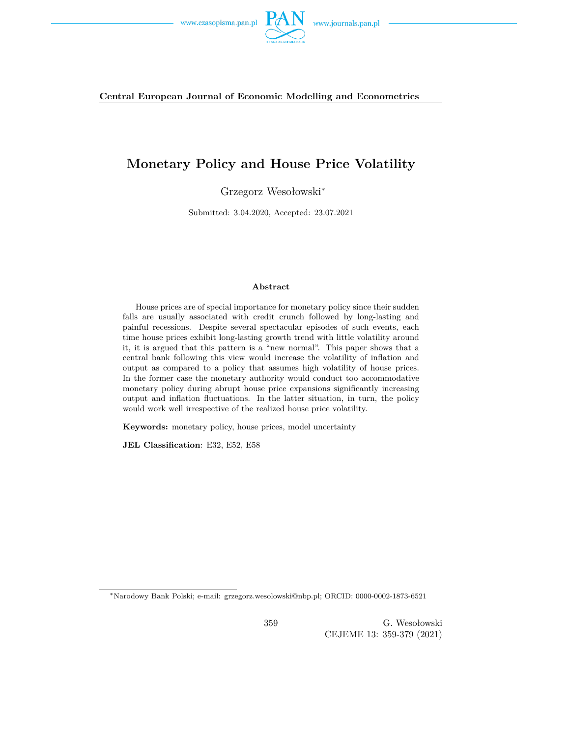**Central European Journal of Economic Modelling and Econometrics**

# Monetary Policy and House Price Volatility

Grzegorz Wesołowski*

Submitted: 3.04.2020, Accepted: 23.07.2021

### Abstract

House prices are of special importance for monetary policy since their sudden falls are usually associated with credit crunch followed by long-lasting and painful recessions. Despite several spectacular episodes of such events, each time house prices exhibit long-lasting growth trend with little volatility around it, it is argued that this pattern is a "new normal". This paper shows that a central bank following this view would increase the volatility of inflation and output as compared to a policy that assumes high volatility of house prices. In the former case the monetary authority would conduct too accommodative monetary policy during abrupt house price expansions significantly increasing output and inflation fluctuations. In the latter situation, in turn, the policy would work well irrespective of the realized house price volatility.

**Keywords:** monetary policy, house prices, model uncertainty

**JEL Classification**: E32, E52, E58

---

*Narodowy Bank Polski; e-mail: grzegorz.wesolowski@nbp.pl; ORCID: 0000-0002-1873-6521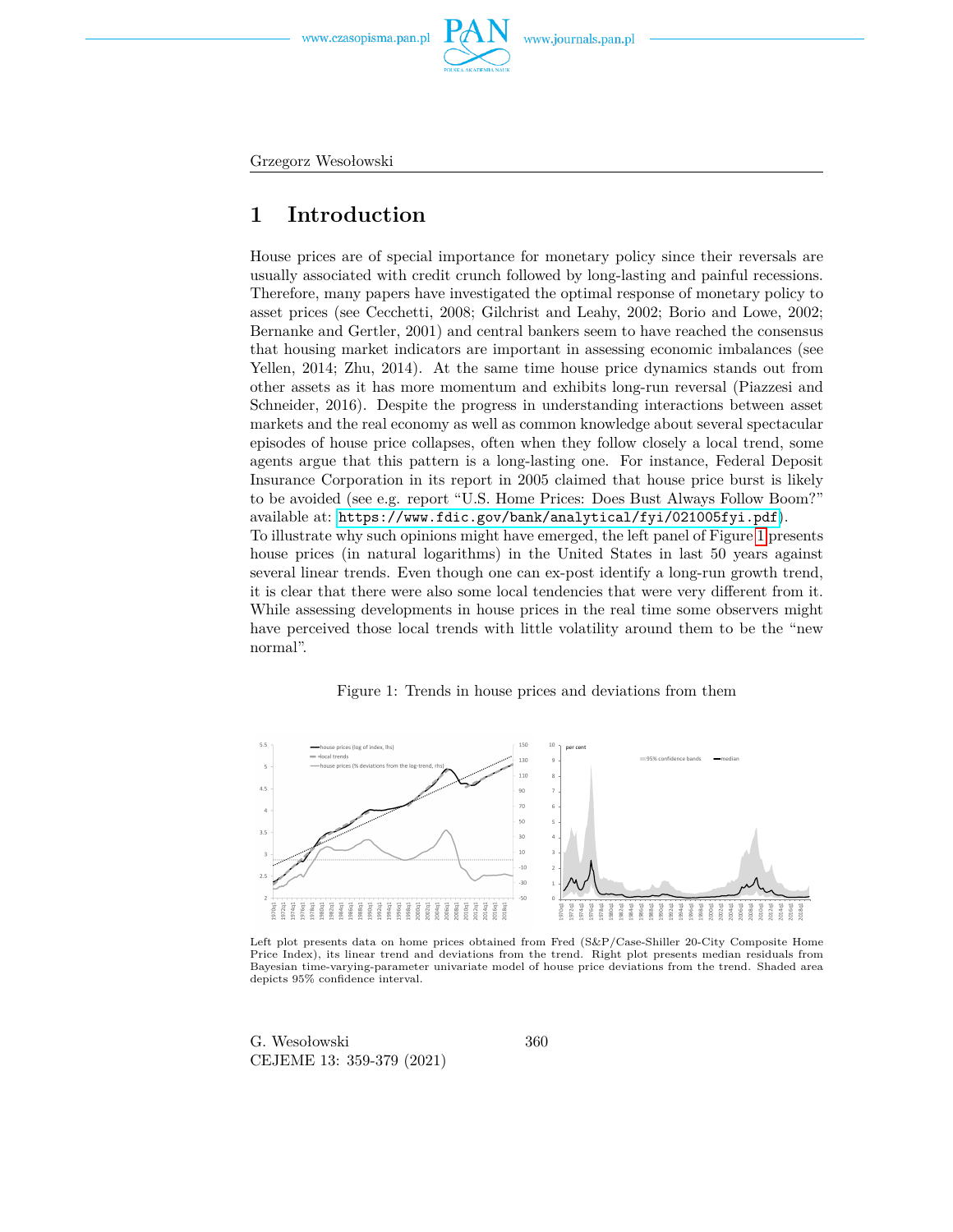# 1 Introduction

House prices are of special importance for monetary policy since their reversals are usually associated with credit crunch followed by long-lasting and painful recessions. Therefore, many papers have investigated the optimal response of monetary policy to asset prices (see Cecchetti, 2008; Gilchrist and Leahy, 2002; Borio and Lowe, 2002; Bernanke and Gertler, 2001) and central bankers seem to have reached the consensus that housing market indicators are important in assessing economic imbalances (see Yellen, 2014; Zhu, 2014). At the same time house price dynamics stands out from other assets as it has more momentum and exhibits long-run reversal (Piazzesi and Schneider, 2016). Despite the progress in understanding interactions between asset markets and the real economy as well as common knowledge about several spectacular episodes of house price collapses, often when they follow closely a local trend, some agents argue that this pattern is a long-lasting one. For instance, Federal Deposit Insurance Corporation in its report in 2005 claimed that house price burst is likely to be avoided (see e.g. report "U.S. Home Prices: Does Bust Always Follow Boom?" available at: https://www.fdic.gov/bank/analytical/fyi/021005fyi.pdf).
To illustrate why such opinions might have emerged, the left panel of Figure 1 presents house prices (in natural logarithms) in the United States in last 50 years against several linear trends. Even though one can ex-post identify a long-run growth trend, it is clear that there were also some local tendencies that were very different from it. While assessing developments in house prices in the real time some observers might have perceived those local trends with little volatility around them to be the "new normal".

Figure 1: Trends in house prices and deviations from them

Left plot presents data on home prices obtained from Fred (S&P/Case-Shiller 20-City Composite Home Price Index), its linear trend and deviations from the trend. Right plot presents median residuals from Bayesian time-varying-parameter univariate model of house price deviations from the trend. Shaded area depicts 95% confidence interval.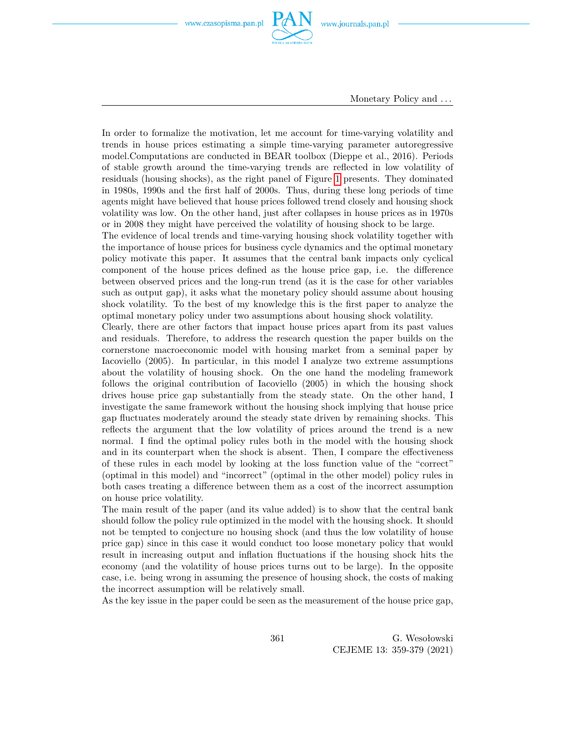In order to formalize the motivation, let me account for time-varying volatility and trends in house prices estimating a simple time-varying parameter autoregressive model.Computations are conducted in BEAR toolbox (Dieppe et al., 2016). Periods of stable growth around the time-varying trends are reflected in low volatility of residuals (housing shocks), as the right panel of Figure 1 presents. They dominated in 1980s, 1990s and the first half of 2000s. Thus, during these long periods of time agents might have believed that house prices followed trend closely and housing shock volatility was low. On the other hand, just after collapses in house prices as in 1970s or in 2008 they might have perceived the volatility of housing shock to be large.

The evidence of local trends and time-varying housing shock volatility together with the importance of house prices for business cycle dynamics and the optimal monetary policy motivate this paper. It assumes that the central bank impacts only cyclical component of the house prices defined as the house price gap, i.e. the difference between observed prices and the long-run trend (as it is the case for other variables such as output gap), it asks what the monetary policy should assume about housing shock volatility. To the best of my knowledge this is the first paper to analyze the optimal monetary policy under two assumptions about housing shock volatility.

Clearly, there are other factors that impact house prices apart from its past values and residuals. Therefore, to address the research question the paper builds on the cornerstone macroeconomic model with housing market from a seminal paper by Iacoviello (2005). In particular, in this model I analyze two extreme assumptions about the volatility of housing shock. On the one hand the modeling framework follows the original contribution of Iacoviello (2005) in which the housing shock drives house price gap substantially from the steady state. On the other hand, I investigate the same framework without the housing shock implying that house price gap fluctuates moderately around the steady state driven by remaining shocks. This reflects the argument that the low volatility of prices around the trend is a new normal. I find the optimal policy rules both in the model with the housing shock and in its counterpart when the shock is absent. Then, I compare the effectiveness of these rules in each model by looking at the loss function value of the "correct" (optimal in this model) and "incorrect" (optimal in the other model) policy rules in both cases treating a difference between them as a cost of the incorrect assumption on house price volatility.

The main result of the paper (and its value added) is to show that the central bank should follow the policy rule optimized in the model with the housing shock. It should not be tempted to conjecture no housing shock (and thus the low volatility of house price gap) since in this case it would conduct too loose monetary policy that would result in increasing output and inflation fluctuations if the housing shock hits the economy (and the volatility of house prices turns out to be large). In the opposite case, i.e. being wrong in assuming the presence of housing shock, the costs of making the incorrect assumption will be relatively small.

As the key issue in the paper could be seen as the measurement of the house price gap,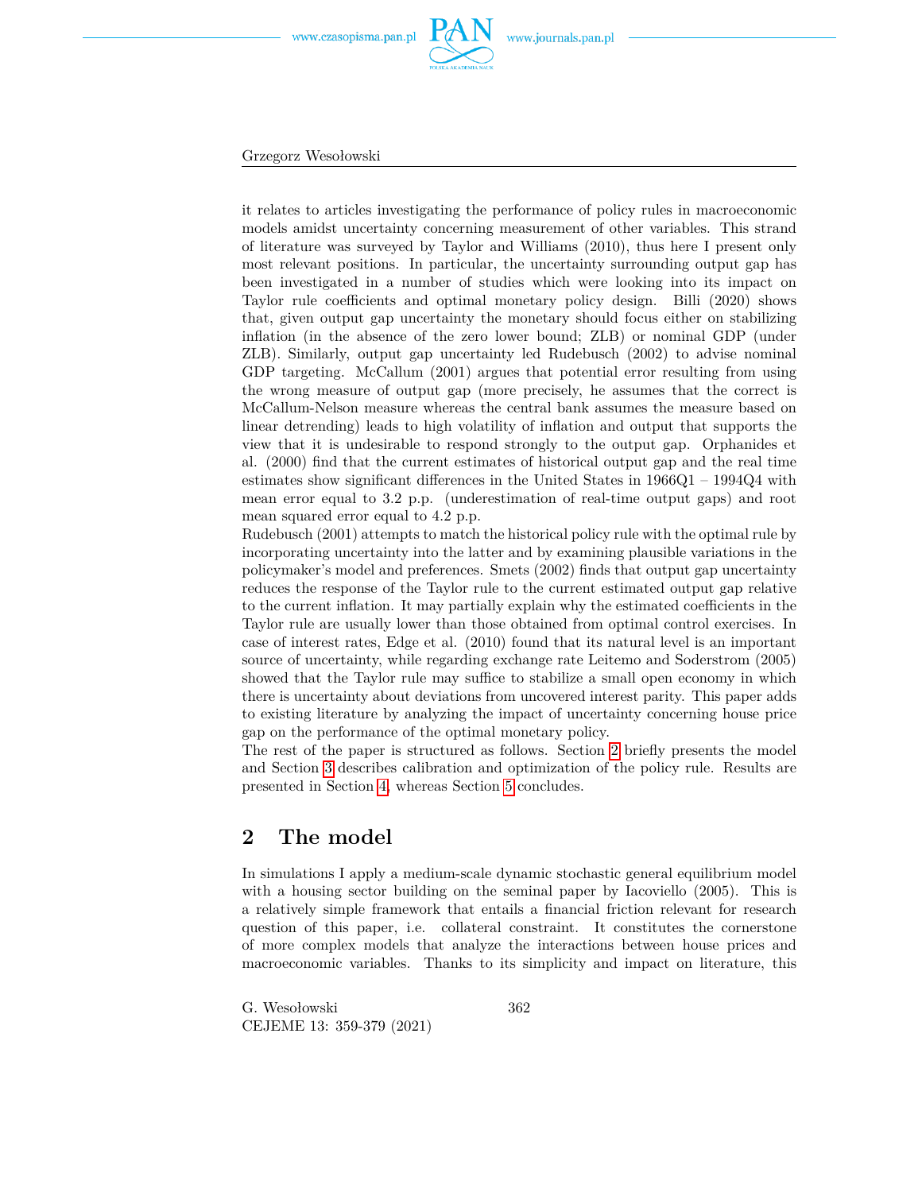it relates to articles investigating the performance of policy rules in macroeconomic models amidst uncertainty concerning measurement of other variables. This strand of literature was surveyed by Taylor and Williams (2010), thus here I present only most relevant positions. In particular, the uncertainty surrounding output gap has been investigated in a number of studies which were looking into its impact on Taylor rule coefficients and optimal monetary policy design. Billi (2020) shows that, given output gap uncertainty the monetary should focus either on stabilizing inflation (in the absence of the zero lower bound; ZLB) or nominal GDP (under ZLB). Similarly, output gap uncertainty led Rudebusch (2002) to advise nominal GDP targeting. McCallum (2001) argues that potential error resulting from using the wrong measure of output gap (more precisely, he assumes that the correct is McCallum-Nelson measure whereas the central bank assumes the measure based on linear detrending) leads to high volatility of inflation and output that supports the view that it is undesirable to respond strongly to the output gap. Orphanides et al. (2000) find that the current estimates of historical output gap and the real time estimates show significant differences in the United States in 1966Q1 – 1994Q4 with mean error equal to 3.2 p.p. (underestimation of real-time output gaps) and root mean squared error equal to 4.2 p.p.

Rudebusch (2001) attempts to match the historical policy rule with the optimal rule by incorporating uncertainty into the latter and by examining plausible variations in the policymaker's model and preferences. Smets (2002) finds that output gap uncertainty reduces the response of the Taylor rule to the current estimated output gap relative to the current inflation. It may partially explain why the estimated coefficients in the Taylor rule are usually lower than those obtained from optimal control exercises. In case of interest rates, Edge et al. (2010) found that its natural level is an important source of uncertainty, while regarding exchange rate Leitemo and Soderstrom (2005) showed that the Taylor rule may suffice to stabilize a small open economy in which there is uncertainty about deviations from uncovered interest parity. This paper adds to existing literature by analyzing the impact of uncertainty concerning house price gap on the performance of the optimal monetary policy.

The rest of the paper is structured as follows. Section 2 briefly presents the model and Section 3 describes calibration and optimization of the policy rule. Results are presented in Section 4, whereas Section 5 concludes.

## 2 The model

In simulations I apply a medium-scale dynamic stochastic general equilibrium model with a housing sector building on the seminal paper by Iacoviello (2005). This is a relatively simple framework that entails a financial friction relevant for research question of this paper, i.e. collateral constraint. It constitutes the cornerstone of more complex models that analyze the interactions between house prices and macroeconomic variables. Thanks to its simplicity and impact on literature, this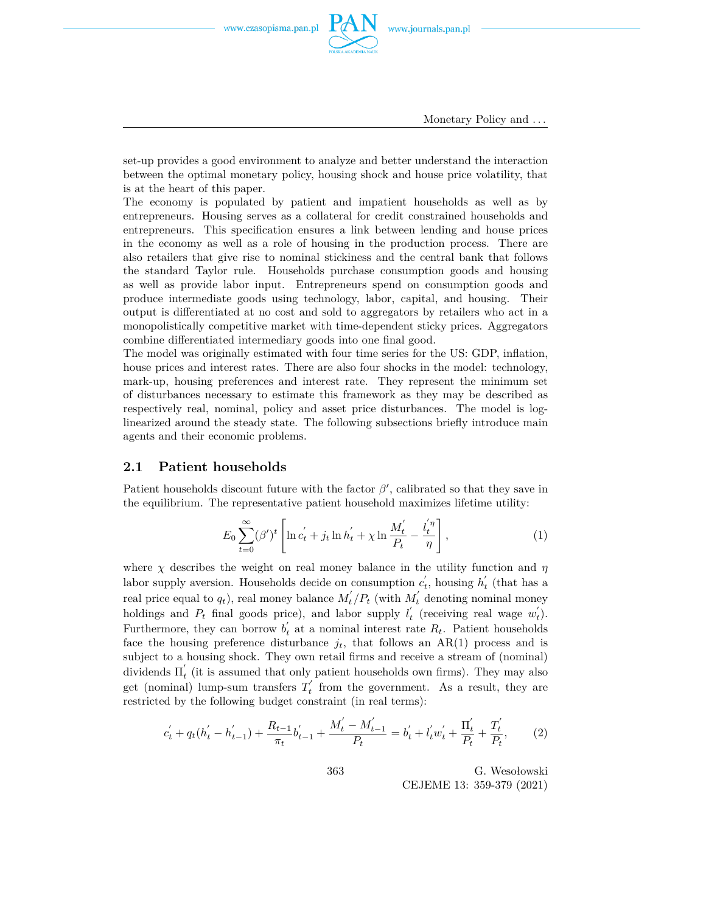set-up provides a good environment to analyze and better understand the interaction between the optimal monetary policy, housing shock and house price volatility, that is at the heart of this paper.

The economy is populated by patient and impatient households as well as by entrepreneurs. Housing serves as a collateral for credit constrained households and entrepreneurs. This specification ensures a link between lending and house prices in the economy as well as a role of housing in the production process. There are also retailers that give rise to nominal stickiness and the central bank that follows the standard Taylor rule. Households purchase consumption goods and housing as well as provide labor input. Entrepreneurs spend on consumption goods and produce intermediate goods using technology, labor, capital, and housing. Their output is differentiated at no cost and sold to aggregators by retailers who act in a monopolistically competitive market with time-dependent sticky prices. Aggregators combine differentiated intermediary goods into one final good.

The model was originally estimated with four time series for the US: GDP, inflation, house prices and interest rates. There are also four shocks in the model: technology, mark-up, housing preferences and interest rate. They represent the minimum set of disturbances necessary to estimate this framework as they may be described as respectively real, nominal, policy and asset price disturbances. The model is log-linearized around the steady state. The following subsections briefly introduce main agents and their economic problems.

## 2.1 Patient households

Patient households discount future with the factor $\beta'$, calibrated so that they save in the equilibrium. The representative patient household maximizes lifetime utility:

$$E_0 \sum_{t=0}^{\infty} (\beta')^t \left[ \ln c_t^{'} + j_t \ln h_t^{'} + \chi \ln \frac{M_t^{'}}{P_t} - \frac{l_t^{'\eta}}{\eta} \right], \tag{1}$$

where $\chi$ describes the weight on real money balance in the utility function and $\eta$ labor supply aversion. Households decide on consumption $c_t^{'}$, housing $h_t^{'}$ (that has a real price equal to $q_t$), real money balance $M_t^{'}/P_t$ (with $M_t^{'}$ denoting nominal money holdings and $P_t$ final goods price), and labor supply $l_t^{'}$ (receiving real wage $w_t^{'}$). Furthermore, they can borrow $b_t^{'}$ at a nominal interest rate $R_t$. Patient households face the housing preference disturbance $j_t$, that follows an AR(1) process and is subject to a housing shock. They own retail firms and receive a stream of (nominal) dividends $\Pi_t^{'}$ (it is assumed that only patient households own firms). They may also get (nominal) lump-sum transfers $T_t^{'}$ from the government. As a result, they are restricted by the following budget constraint (in real terms):

$$c_t^{'} + q_t (h_t^{'} - h_{t-1}^{'}) + \frac{R_{t-1}}{\pi_t} b_{t-1}^{'} + \frac{M_t^{'} - M_{t-1}^{'}}{P_t} = b_t^{'} + l_t^{'} w_t^{'} + \frac{\Pi_t^{'}}{P_t} + \frac{T_t^{'}}{P_t}, \tag{2}$$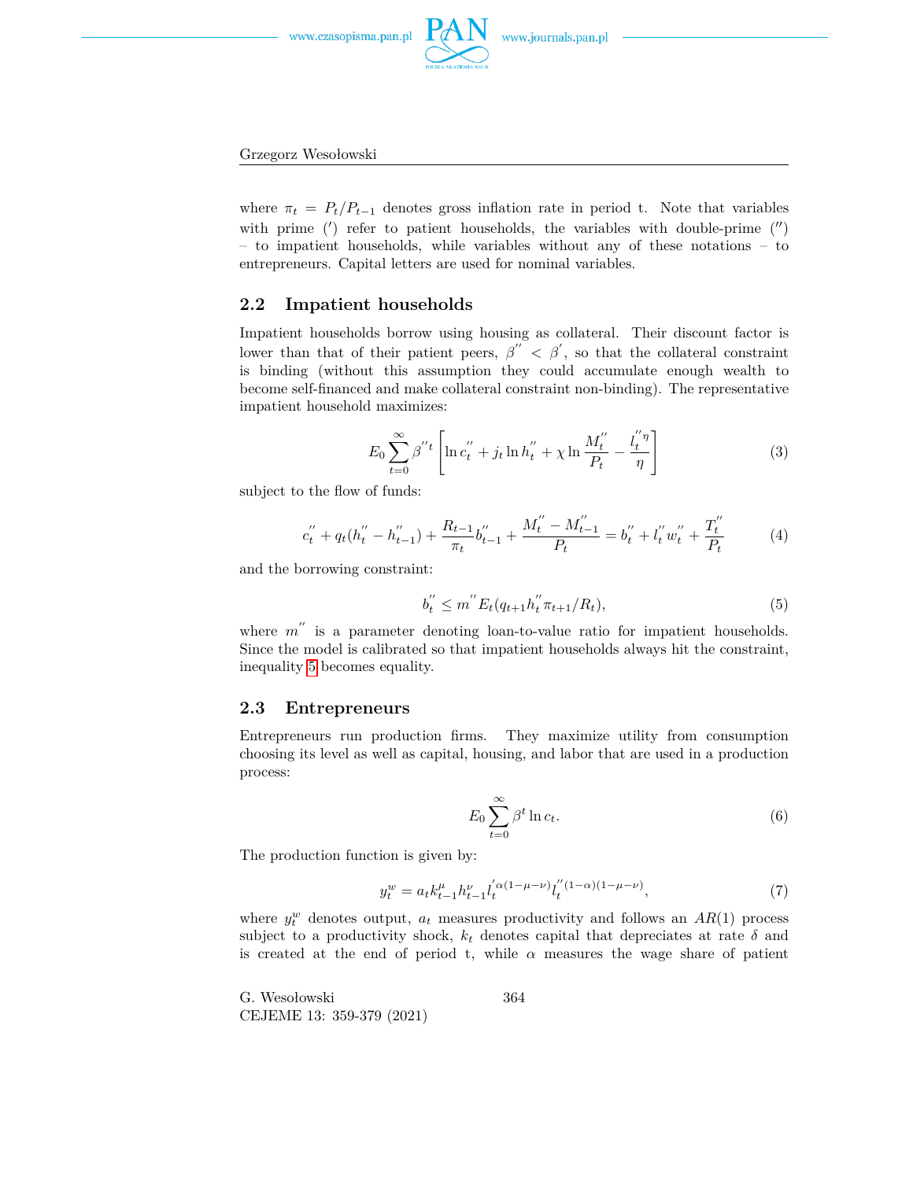where $\pi_t = P_t/P_{t-1}$ denotes gross inflation rate in period t. Note that variables with prime ($'$) refer to patient households, the variables with double-prime ($''$) – to impatient households, while variables without any of these notations – to entrepreneurs. Capital letters are used for nominal variables.

## 2.2 Impatient households

Impatient households borrow using housing as collateral. Their discount factor is lower than that of their patient peers, $\beta^{''} < \beta^{'}$, so that the collateral constraint is binding (without this assumption they could accumulate enough wealth to become self-financed and make collateral constraint non-binding). The representative impatient household maximizes:

$$E_0 \sum_{t=0}^{\infty} \beta^{''t} \left[ \ln c_t^{''} + j_t \ln h_t^{''} + \chi \ln \frac{M_t^{''}}{P_t} - \frac{l_t^{''\eta}}{\eta} \right] \tag{3}$$

subject to the flow of funds:

$$c_t^{''} + q_t(h_t^{''} - h_{t-1}^{''}) + \frac{R_{t-1}}{\pi_t} b_{t-1}^{''} + \frac{M_t^{''} - M_{t-1}^{''}}{P_t} = b_t^{''} + l_t^{''} w_t^{''} + \frac{T_t^{''}}{P_t} \tag{4}$$

and the borrowing constraint:

$$b_t^{''} \leq m^{''} E_t(q_{t+1} h_t^{''} \pi_{t+1}/R_t), \tag{5}$$

where $m^{''}$ is a parameter denoting loan-to-value ratio for impatient households. Since the model is calibrated so that impatient households always hit the constraint, inequality 5 becomes equality.

## 2.3 Entrepreneurs

Entrepreneurs run production firms. They maximize utility from consumption choosing its level as well as capital, housing, and labor that are used in a production process:

$$E_0 \sum_{t=0}^{\infty} \beta^t \ln c_t. \tag{6}$$

The production function is given by:

$$y_t^w = a_t k_{t-1}^{\mu} h_{t-1}^{\nu} l_t^{'\alpha(1-\mu-\nu)} l_t^{''(1-\alpha)(1-\mu-\nu)}, \tag{7}$$

where $y_t^w$ denotes output, $a_t$ measures productivity and follows an $AR(1)$ process subject to a productivity shock, $k_t$ denotes capital that depreciates at rate $\delta$ and is created at the end of period t, while $\alpha$ measures the wage share of patient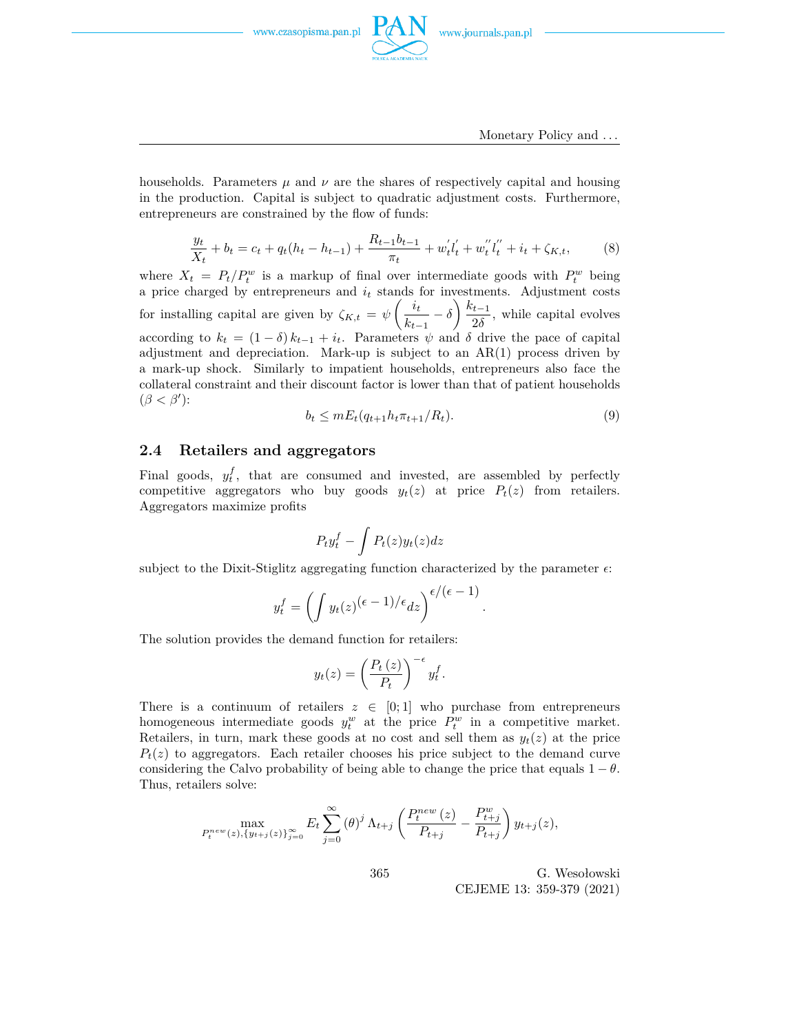households. Parameters $\mu$ and $\nu$ are the shares of respectively capital and housing in the production. Capital is subject to quadratic adjustment costs. Furthermore, entrepreneurs are constrained by the flow of funds:

$$\frac{y_t}{X_t} + b_t = c_t + q_t(h_t - h_{t-1}) + \frac{R_{t-1}b_{t-1}}{\pi_t} + w_t^{'}l_t^{'} + w_t^{''}l_t^{''} + i_t + \zeta_{K,t}, \tag{8}$$

where $X_t = P_t/P_t^w$ is a markup of final over intermediate goods with $P_t^w$ being a price charged by entrepreneurs and $i_t$ stands for investments. Adjustment costs for installing capital are given by $\zeta_{K,t} = \psi\left(\frac{i_t}{k_{t-1}} - \delta\right)\frac{k_{t-1}}{2\delta}$, while capital evolves according to $k_t = (1-\delta)\,k_{t-1} + i_t$. Parameters $\psi$ and $\delta$ drive the pace of capital adjustment and depreciation. Mark-up is subject to an AR(1) process driven by a mark-up shock. Similarly to impatient households, entrepreneurs also face the collateral constraint and their discount factor is lower than that of patient households ($\beta < \beta'$):

$$b_t \leq mE_t(q_{t+1}h_t\pi_{t+1}/R_t). \tag{9}$$

## 2.4 Retailers and aggregators

Final goods, $y_t^f$, that are consumed and invested, are assembled by perfectly competitive aggregators who buy goods $y_t(z)$ at price $P_t(z)$ from retailers. Aggregators maximize profits

$$P_t y_t^f - \int P_t(z)y_t(z)dz$$

subject to the Dixit-Stiglitz aggregating function characterized by the parameter $\epsilon$:

$$y_t^f = \left(\int y_t(z)^{(\epsilon-1)/\epsilon}dz\right)^{\epsilon/(\epsilon-1)}.$$

The solution provides the demand function for retailers:

$$y_t(z) = \left(\frac{P_t\,(z)}{P_t}\right)^{-\epsilon} y_t^f.$$

There is a continuum of retailers $z \in [0;1]$ who purchase from entrepreneurs homogeneous intermediate goods $y_t^w$ at the price $P_t^w$ in a competitive market. Retailers, in turn, mark these goods at no cost and sell them as $y_t(z)$ at the price $P_t(z)$ to aggregators. Each retailer chooses his price subject to the demand curve considering the Calvo probability of being able to change the price that equals $1-\theta$. Thus, retailers solve:

$$\max_{P_t^{new}(z),\{y_{t+j}(z)\}_{j=0}^{\infty}} E_t\sum_{j=0}^{\infty}(\theta)^j\,\Lambda_{t+j}\left(\frac{P_t^{new}\,(z)}{P_{t+j}} - \frac{P_{t+j}^w}{P_{t+j}}\right)y_{t+j}(z),$$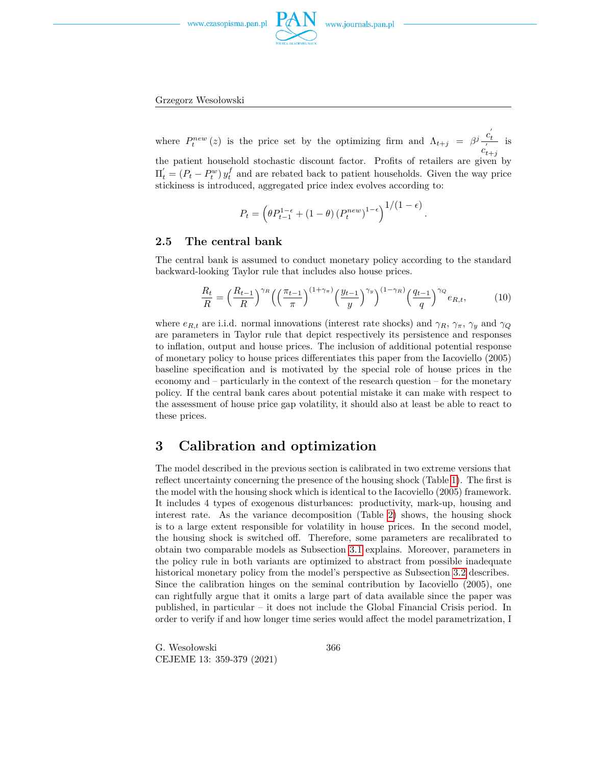where $P_t^{new}(z)$ is the price set by the optimizing firm and $\Lambda_{t+j} = \beta^j \frac{c_t^{'}}{c_{t+j}^{'}}$ is the patient household stochastic discount factor. Profits of retailers are given by $\Pi_t^{'} = (P_t - P_t^w) y_t^f$ and are rebated back to patient households. Given the way price stickiness is introduced, aggregated price index evolves according to:

$$P_t = \left(\theta P_{t-1}^{1-\epsilon} + (1-\theta)\left(P_t^{new}\right)^{1-\epsilon}\right)^{1/(1-\epsilon)}.$$

### 2.5 The central bank

The central bank is assumed to conduct monetary policy according to the standard backward-looking Taylor rule that includes also house prices.

$$\frac{R_t}{R} = \left(\frac{R_{t-1}}{R}\right)^{\gamma_R} \left(\left(\frac{\pi_{t-1}}{\pi}\right)^{(1+\gamma_\pi)} \left(\frac{y_{t-1}}{y}\right)^{\gamma_y}\right)^{(1-\gamma_R)} \left(\frac{q_{t-1}}{q}\right)^{\gamma_Q} e_{R,t}, \tag{10}$$

where $e_{R,t}$ are i.i.d. normal innovations (interest rate shocks) and $\gamma_R$, $\gamma_\pi$, $\gamma_y$ and $\gamma_Q$ are parameters in Taylor rule that depict respectively its persistence and responses to inflation, output and house prices. The inclusion of additional potential response of monetary policy to house prices differentiates this paper from the Iacoviello (2005) baseline specification and is motivated by the special role of house prices in the economy and – particularly in the context of the research question – for the monetary policy. If the central bank cares about potential mistake it can make with respect to the assessment of house price gap volatility, it should also at least be able to react to these prices.

## 3 Calibration and optimization

The model described in the previous section is calibrated in two extreme versions that reflect uncertainty concerning the presence of the housing shock (Table 1). The first is the model with the housing shock which is identical to the Iacoviello (2005) framework. It includes 4 types of exogenous disturbances: productivity, mark-up, housing and interest rate. As the variance decomposition (Table 2) shows, the housing shock is to a large extent responsible for volatility in house prices. In the second model, the housing shock is switched off. Therefore, some parameters are recalibrated to obtain two comparable models as Subsection 3.1 explains. Moreover, parameters in the policy rule in both variants are optimized to abstract from possible inadequate historical monetary policy from the model's perspective as Subsection 3.2 describes. Since the calibration hinges on the seminal contribution by Iacoviello (2005), one can rightfully argue that it omits a large part of data available since the paper was published, in particular – it does not include the Global Financial Crisis period. In order to verify if and how longer time series would affect the model parametrization, I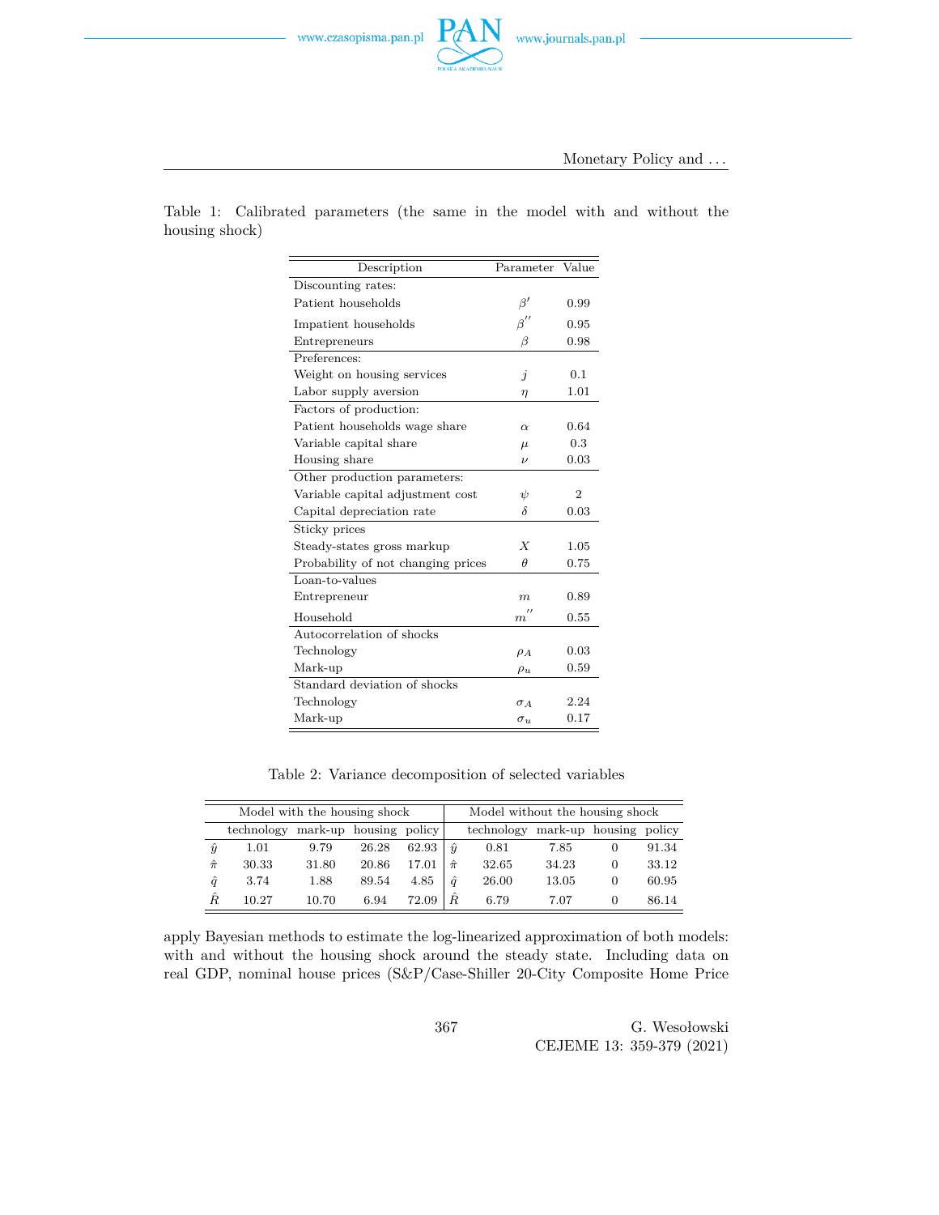Table 1: Calibrated parameters (the same in the model with and without the housing shock)

| Description | Parameter | Value |
|---|---|---|
| Discounting rates: | | |
| Patient households | $\beta'$ | 0.99 |
| Impatient households | $\beta''$ | 0.95 |
| Entrepreneurs | $\beta$ | 0.98 |
| Preferences: | | |
| Weight on housing services | $j$ | 0.1 |
| Labor supply aversion | $\eta$ | 1.01 |
| Factors of production: | | |
| Patient households wage share | $\alpha$ | 0.64 |
| Variable capital share | $\mu$ | 0.3 |
| Housing share | $\nu$ | 0.03 |
| Other production parameters: | | |
| Variable capital adjustment cost | $\psi$ | 2 |
| Capital depreciation rate | $\delta$ | 0.03 |
| Sticky prices | | |
| Steady-states gross markup | $X$ | 1.05 |
| Probability of not changing prices | $\theta$ | 0.75 |
| Loan-to-values | | |
| Entrepreneur | $m$ | 0.89 |
| Household | $m''$ | 0.55 |
| Autocorrelation of shocks | | |
| Technology | $\rho_A$ | 0.03 |
| Mark-up | $\rho_u$ | 0.59 |
| Standard deviation of shocks | | |
| Technology | $\sigma_A$ | 2.24 |
| Mark-up | $\sigma_u$ | 0.17 |

Table 2: Variance decomposition of selected variables

| | Model with the housing shock | | | | | Model without the housing shock | | | |
|---|---|---|---|---|---|---|---|---|---|
| | technology | mark-up | housing | policy | | technology | mark-up | housing | policy |
| $\hat{y}$ | 1.01 | 9.79 | 26.28 | 62.93 | $\hat{y}$ | 0.81 | 7.85 | 0 | 91.34 |
| $\hat{\pi}$ | 30.33 | 31.80 | 20.86 | 17.01 | $\hat{\pi}$ | 32.65 | 34.23 | 0 | 33.12 |
| $\hat{q}$ | 3.74 | 1.88 | 89.54 | 4.85 | $\hat{q}$ | 26.00 | 13.05 | 0 | 60.95 |
| $\hat{R}$ | 10.27 | 10.70 | 6.94 | 72.09 | $\hat{R}$ | 6.79 | 7.07 | 0 | 86.14 |

apply Bayesian methods to estimate the log-linearized approximation of both models: with and without the housing shock around the steady state. Including data on real GDP, nominal house prices (S&P/Case-Shiller 20-City Composite Home Price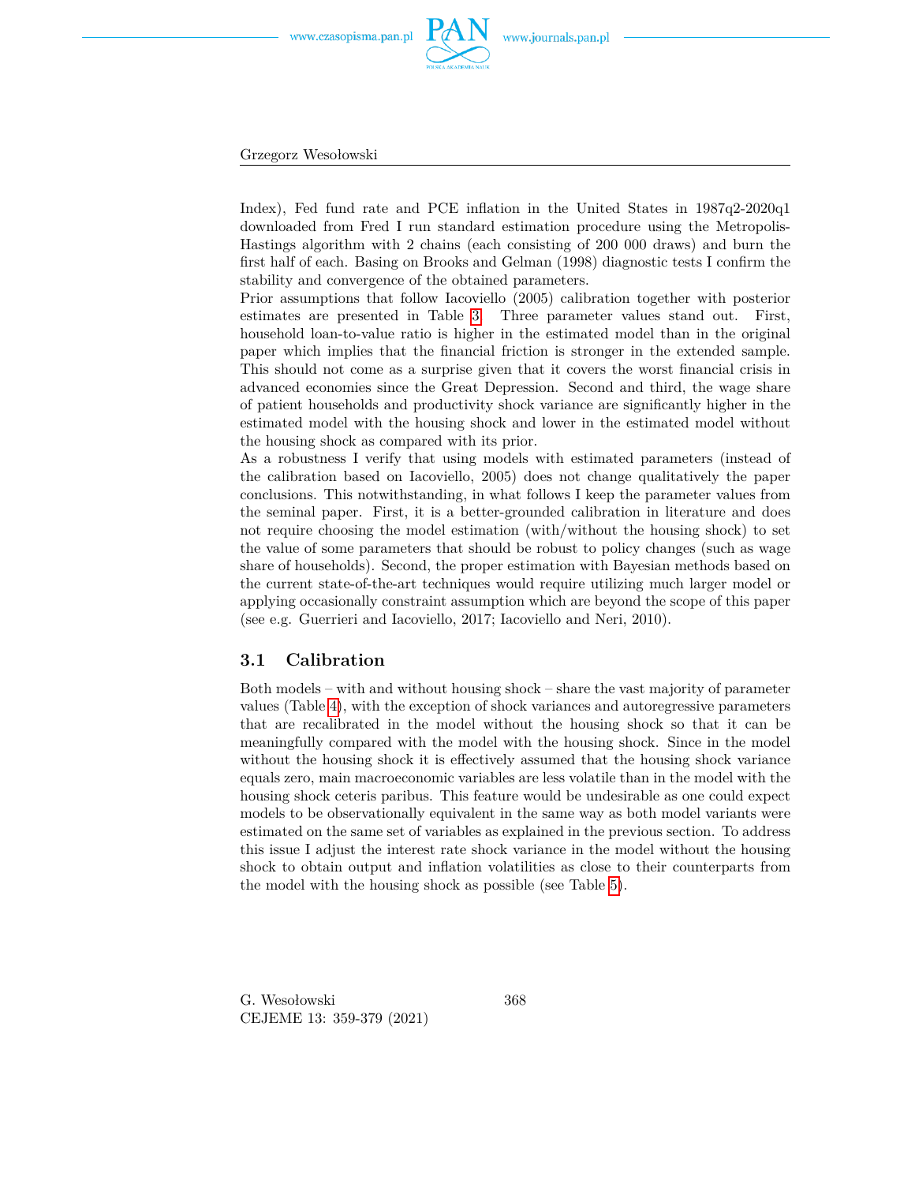Index), Fed fund rate and PCE inflation in the United States in 1987q2-2020q1 downloaded from Fred I run standard estimation procedure using the Metropolis-Hastings algorithm with 2 chains (each consisting of 200 000 draws) and burn the first half of each. Basing on Brooks and Gelman (1998) diagnostic tests I confirm the stability and convergence of the obtained parameters.

Prior assumptions that follow Iacoviello (2005) calibration together with posterior estimates are presented in Table 3. Three parameter values stand out. First, household loan-to-value ratio is higher in the estimated model than in the original paper which implies that the financial friction is stronger in the extended sample. This should not come as a surprise given that it covers the worst financial crisis in advanced economies since the Great Depression. Second and third, the wage share of patient households and productivity shock variance are significantly higher in the estimated model with the housing shock and lower in the estimated model without the housing shock as compared with its prior.

As a robustness I verify that using models with estimated parameters (instead of the calibration based on Iacoviello, 2005) does not change qualitatively the paper conclusions. This notwithstanding, in what follows I keep the parameter values from the seminal paper. First, it is a better-grounded calibration in literature and does not require choosing the model estimation (with/without the housing shock) to set the value of some parameters that should be robust to policy changes (such as wage share of households). Second, the proper estimation with Bayesian methods based on the current state-of-the-art techniques would require utilizing much larger model or applying occasionally constraint assumption which are beyond the scope of this paper (see e.g. Guerrieri and Iacoviello, 2017; Iacoviello and Neri, 2010).

### 3.1 Calibration

Both models – with and without housing shock – share the vast majority of parameter values (Table 4), with the exception of shock variances and autoregressive parameters that are recalibrated in the model without the housing shock so that it can be meaningfully compared with the model with the housing shock. Since in the model without the housing shock it is effectively assumed that the housing shock variance equals zero, main macroeconomic variables are less volatile than in the model with the housing shock ceteris paribus. This feature would be undesirable as one could expect models to be observationally equivalent in the same way as both model variants were estimated on the same set of variables as explained in the previous section. To address this issue I adjust the interest rate shock variance in the model without the housing shock to obtain output and inflation volatilities as close to their counterparts from the model with the housing shock as possible (see Table 5).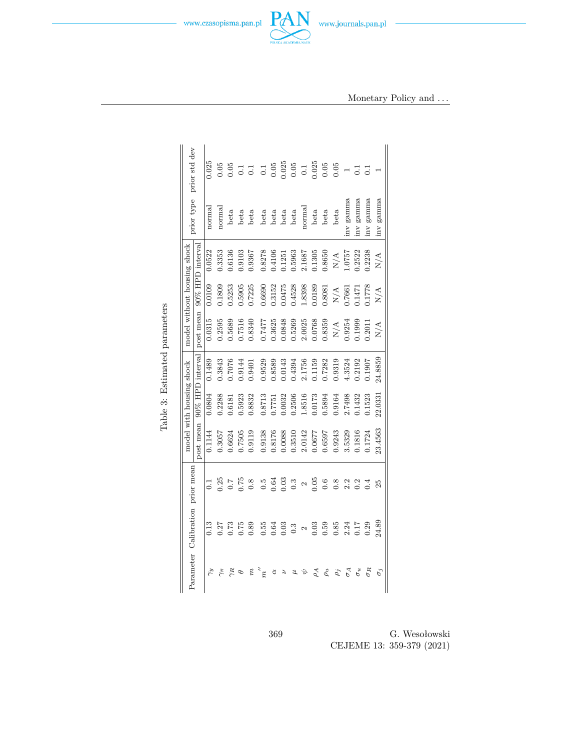Table 3: Estimated parameters

| Parameter | Calibration | prior mean | model with housing shock | | | model without housing shock | | | prior type | prior std dev |
|---|---|---|---|---|---|---|---|---|---|---|
| | | | post mean | 90% HPD interval | | post mean | 90% HPD interval | | | |
| $\gamma_y$ | 0.13 | 0.1 | 0.1144 | 0.0804 | 0.1489 | 0.0315 | 0.0109 | 0.0522 | normal | 0.025 |
| $\gamma_\pi$ | 0.27 | 0.25 | 0.3057 | 0.2288 | 0.3843 | 0.2595 | 0.1809 | 0.3353 | normal | 0.05 |
| $\gamma_R$ | 0.73 | 0.7 | 0.6624 | 0.6181 | 0.7076 | 0.5689 | 0.5253 | 0.6136 | beta | 0.05 |
| $\theta$ | 0.75 | 0.75 | 0.7505 | 0.5923 | 0.9144 | 0.7516 | 0.5905 | 0.9103 | beta | 0.1 |
| $m$ | 0.89 | 0.8 | 0.9119 | 0.8832 | 0.9401 | 0.8340 | 0.7225 | 0.9367 | beta | 0.1 |
| $m''$ | 0.55 | 0.5 | 0.9138 | 0.8713 | 0.9529 | 0.7477 | 0.6690 | 0.8278 | beta | 0.1 |
| $\alpha$ | 0.64 | 0.64 | 0.8176 | 0.7751 | 0.8589 | 0.3625 | 0.3152 | 0.4106 | beta | 0.05 |
| $\nu$ | 0.03 | 0.03 | 0.0088 | 0.0032 | 0.0143 | 0.0848 | 0.0475 | 0.1251 | beta | 0.025 |
| $\mu$ | 0.3 | 0.3 | 0.3510 | 0.2506 | 0.4394 | 0.5269 | 0.4528 | 0.5963 | beta | 0.05 |
| $\psi$ | 2 | 2 | 2.0142 | 1.8516 | 2.1756 | 2.0025 | 1.8398 | 2.1687 | normal | 0.1 |
| $\rho_A$ | 0.03 | 0.05 | 0.0677 | 0.0173 | 0.1159 | 0.0768 | 0.0189 | 0.1305 | beta | 0.025 |
| $\rho_u$ | 0.59 | 0.6 | 0.6597 | 0.5894 | 0.7282 | 0.8359 | 0.8081 | 0.8650 | beta | 0.05 |
| $\rho_j$ | 0.85 | 0.8 | 0.9243 | 0.9164 | 0.9319 | N/A | N/A | N/A | beta | 0.05 |
| $\sigma_A$ | 2.24 | 2.2 | 3.5329 | 2.7498 | 4.3524 | 0.9254 | 0.7661 | 1.0757 | inv gamma | 1 |
| $\sigma_u$ | 0.17 | 0.2 | 0.1816 | 0.1432 | 0.2192 | 0.1999 | 0.1471 | 0.2522 | inv gamma | 0.1 |
| $\sigma_R$ | 0.29 | 0.4 | 0.1724 | 0.1523 | 0.1907 | 0.2011 | 0.1778 | 0.2238 | inv gamma | 0.1 |
| $\sigma_j$ | 24.89 | 25 | 23.4563 | 22.0331 | 24.8859 | N/A | N/A | N/A | inv gamma | 1 |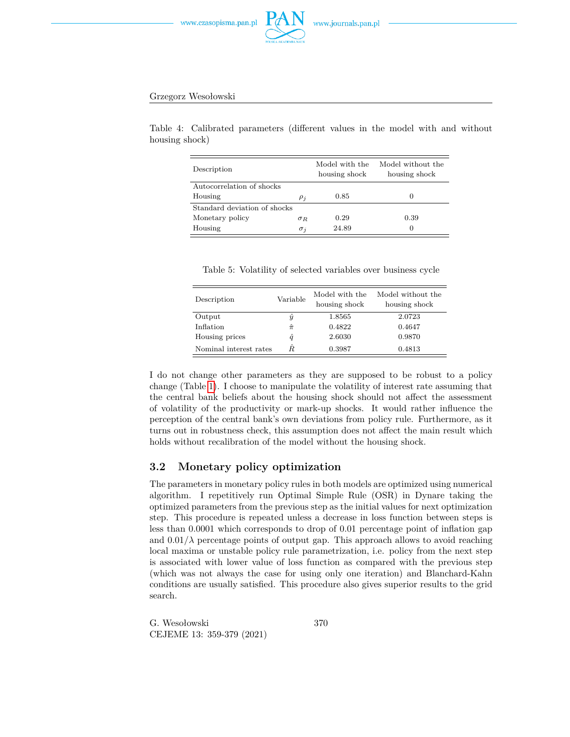Table 4: Calibrated parameters (different values in the model with and without housing shock)

| Description | | Model with the housing shock | Model without the housing shock |
|---|---|---|---|
| Autocorrelation of shocks | | | |
| Housing | $\rho_j$ | 0.85 | 0 |
| Standard deviation of shocks | | | |
| Monetary policy | $\sigma_R$ | 0.29 | 0.39 |
| Housing | $\sigma_j$ | 24.89 | 0 |

Table 5: Volatility of selected variables over business cycle

| Description | Variable | Model with the housing shock | Model without the housing shock |
|---|---|---|---|
| Output | $\hat{y}$ | 1.8565 | 2.0723 |
| Inflation | $\hat{\pi}$ | 0.4822 | 0.4647 |
| Housing prices | $\hat{q}$ | 2.6030 | 0.9870 |
| Nominal interest rates | $\hat{R}$ | 0.3987 | 0.4813 |

I do not change other parameters as they are supposed to be robust to a policy change (Table 1). I choose to manipulate the volatility of interest rate assuming that the central bank beliefs about the housing shock should not affect the assessment of volatility of the productivity or mark-up shocks. It would rather influence the perception of the central bank's own deviations from policy rule. Furthermore, as it turns out in robustness check, this assumption does not affect the main result which holds without recalibration of the model without the housing shock.

## 3.2 Monetary policy optimization

The parameters in monetary policy rules in both models are optimized using numerical algorithm. I repetitively run Optimal Simple Rule (OSR) in Dynare taking the optimized parameters from the previous step as the initial values for next optimization step. This procedure is repeated unless a decrease in loss function between steps is less than 0.0001 which corresponds to drop of 0.01 percentage point of inflation gap and $0.01/\lambda$ percentage points of output gap. This approach allows to avoid reaching local maxima or unstable policy rule parametrization, i.e. policy from the next step is associated with lower value of loss function as compared with the previous step (which was not always the case for using only one iteration) and Blanchard-Kahn conditions are usually satisfied. This procedure also gives superior results to the grid search.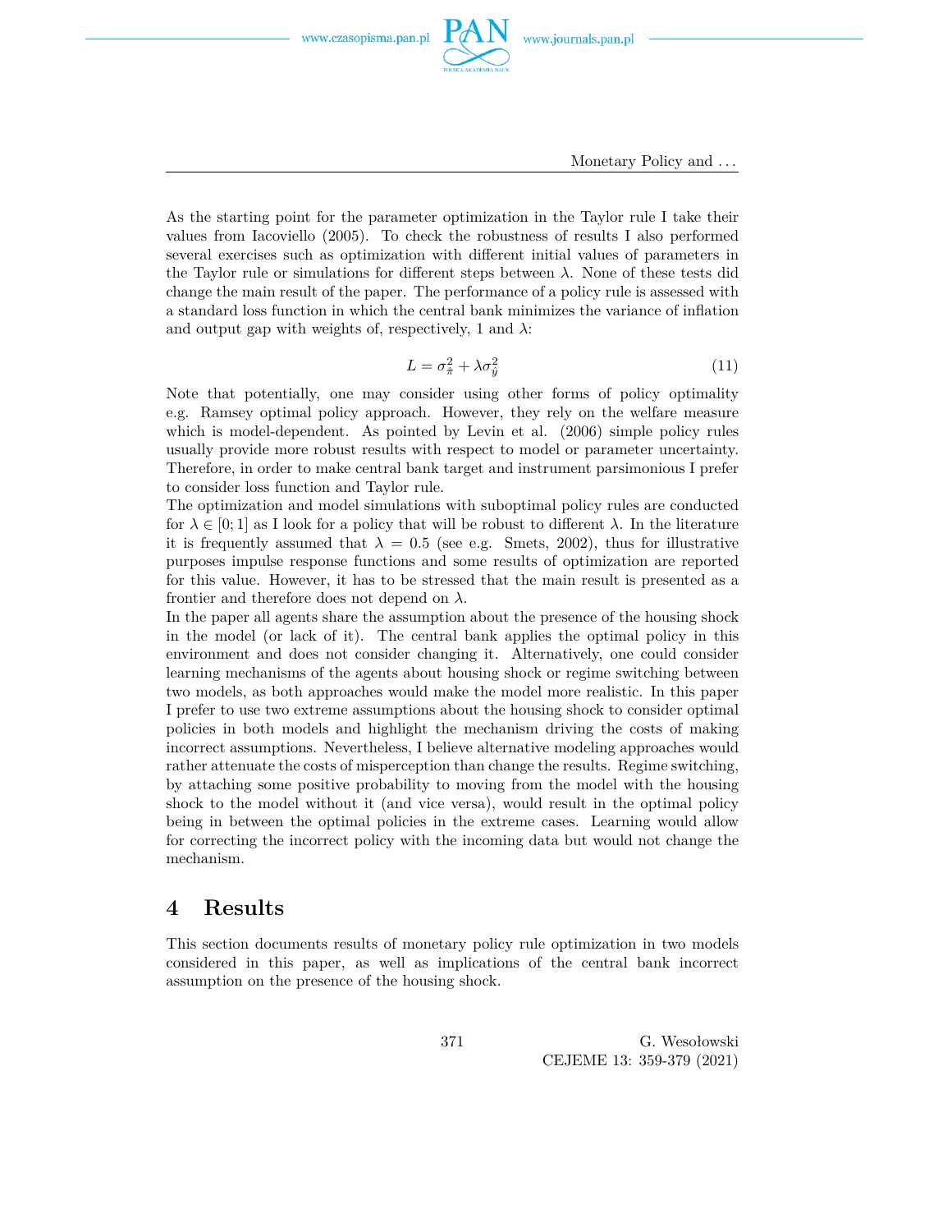As the starting point for the parameter optimization in the Taylor rule I take their values from Iacoviello (2005). To check the robustness of results I also performed several exercises such as optimization with different initial values of parameters in the Taylor rule or simulations for different steps between $\lambda$. None of these tests did change the main result of the paper. The performance of a policy rule is assessed with a standard loss function in which the central bank minimizes the variance of inflation and output gap with weights of, respectively, 1 and $\lambda$:

$$L = \sigma_{\hat{\pi}}^2 + \lambda \sigma_{\hat{y}}^2 \tag{11}$$

Note that potentially, one may consider using other forms of policy optimality e.g. Ramsey optimal policy approach. However, they rely on the welfare measure which is model-dependent. As pointed by Levin et al. (2006) simple policy rules usually provide more robust results with respect to model or parameter uncertainty. Therefore, in order to make central bank target and instrument parsimonious I prefer to consider loss function and Taylor rule.

The optimization and model simulations with suboptimal policy rules are conducted for $\lambda \in [0; 1]$ as I look for a policy that will be robust to different $\lambda$. In the literature it is frequently assumed that $\lambda = 0.5$ (see e.g. Smets, 2002), thus for illustrative purposes impulse response functions and some results of optimization are reported for this value. However, it has to be stressed that the main result is presented as a frontier and therefore does not depend on $\lambda$.

In the paper all agents share the assumption about the presence of the housing shock in the model (or lack of it). The central bank applies the optimal policy in this environment and does not consider changing it. Alternatively, one could consider learning mechanisms of the agents about housing shock or regime switching between two models, as both approaches would make the model more realistic. In this paper I prefer to use two extreme assumptions about the housing shock to consider optimal policies in both models and highlight the mechanism driving the costs of making incorrect assumptions. Nevertheless, I believe alternative modeling approaches would rather attenuate the costs of misperception than change the results. Regime switching, by attaching some positive probability to moving from the model with the housing shock to the model without it (and vice versa), would result in the optimal policy being in between the optimal policies in the extreme cases. Learning would allow for correcting the incorrect policy with the incoming data but would not change the mechanism.

# 4 Results

This section documents results of monetary policy rule optimization in two models considered in this paper, as well as implications of the central bank incorrect assumption on the presence of the housing shock.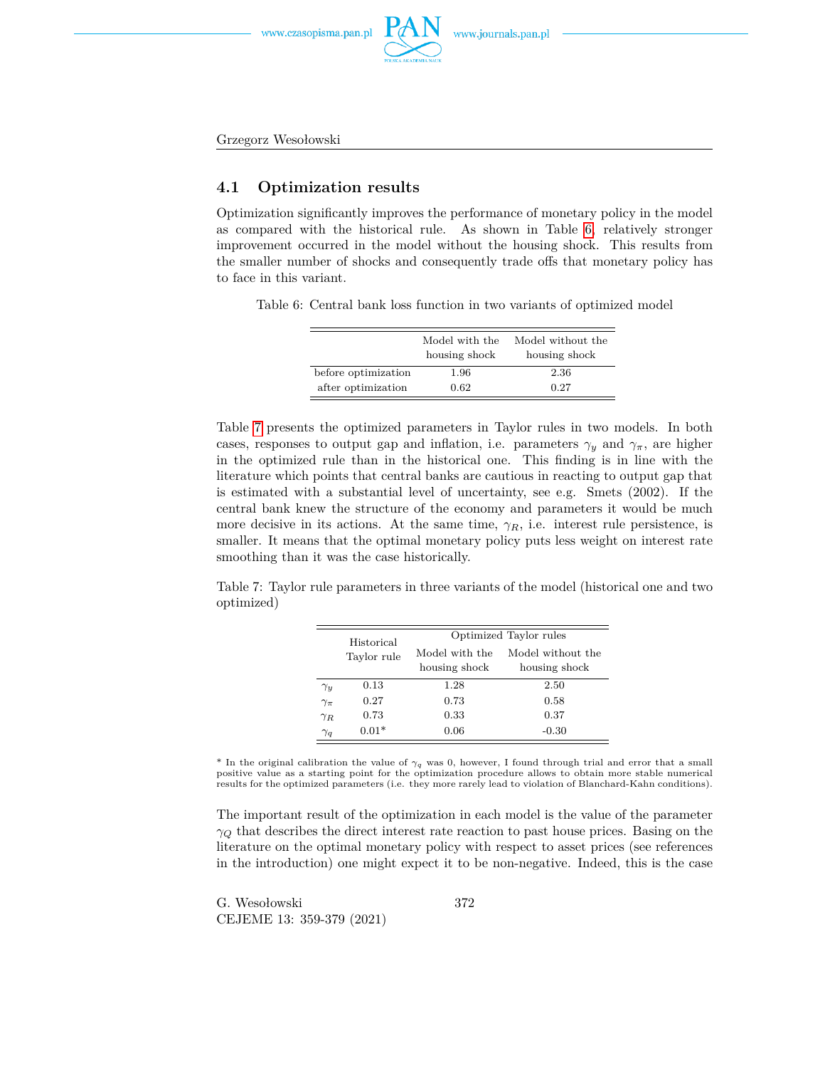## 4.1 Optimization results

Optimization significantly improves the performance of monetary policy in the model as compared with the historical rule. As shown in Table 6, relatively stronger improvement occurred in the model without the housing shock. This results from the smaller number of shocks and consequently trade offs that monetary policy has to face in this variant.

Table 6: Central bank loss function in two variants of optimized model

| | Model with the housing shock | Model without the housing shock |
|---|---|---|
| before optimization | 1.96 | 2.36 |
| after optimization | 0.62 | 0.27 |

Table 7 presents the optimized parameters in Taylor rules in two models. In both cases, responses to output gap and inflation, i.e. parameters $\gamma_y$ and $\gamma_\pi$, are higher in the optimized rule than in the historical one. This finding is in line with the literature which points that central banks are cautious in reacting to output gap that is estimated with a substantial level of uncertainty, see e.g. Smets (2002). If the central bank knew the structure of the economy and parameters it would be much more decisive in its actions. At the same time, $\gamma_R$, i.e. interest rule persistence, is smaller. It means that the optimal monetary policy puts less weight on interest rate smoothing than it was the case historically.

Table 7: Taylor rule parameters in three variants of the model (historical one and two optimized)

| | Historical Taylor rule | Optimized Taylor rules | |
|---|---|---|---|
| | | Model with the housing shock | Model without the housing shock |
| $\gamma_y$ | 0.13 | 1.28 | 2.50 |
| $\gamma_\pi$ | 0.27 | 0.73 | 0.58 |
| $\gamma_R$ | 0.73 | 0.33 | 0.37 |
| $\gamma_q$ | 0.01* | 0.06 | -0.30 |

\* In the original calibration the value of $\gamma_q$ was 0, however, I found through trial and error that a small positive value as a starting point for the optimization procedure allows to obtain more stable numerical results for the optimized parameters (i.e. they more rarely lead to violation of Blanchard-Kahn conditions).

The important result of the optimization in each model is the value of the parameter $\gamma_Q$ that describes the direct interest rate reaction to past house prices. Basing on the literature on the optimal monetary policy with respect to asset prices (see references in the introduction) one might expect it to be non-negative. Indeed, this is the case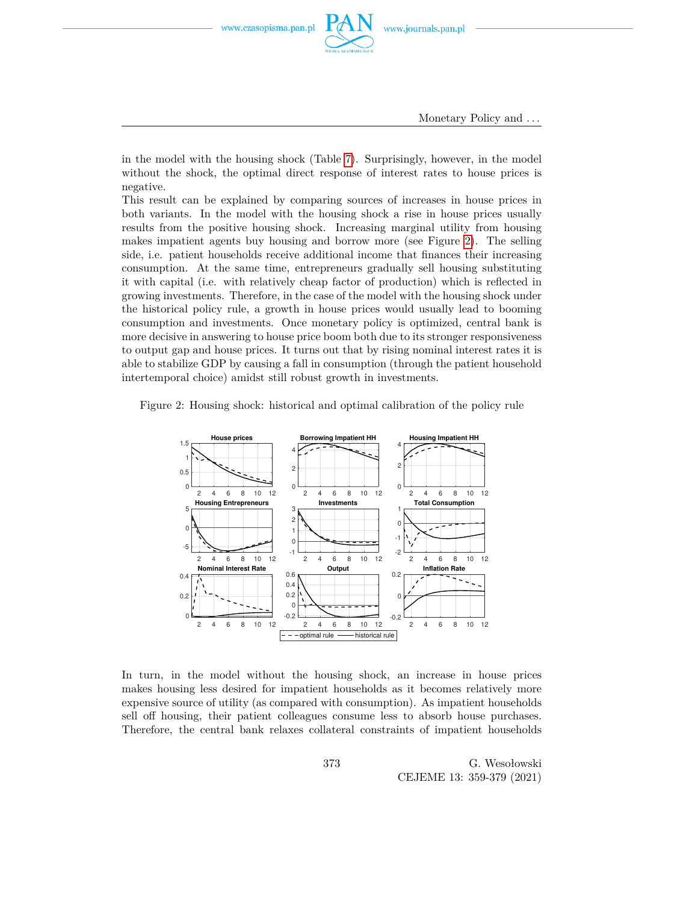in the model with the housing shock (Table 7). Surprisingly, however, in the model without the shock, the optimal direct response of interest rates to house prices is negative.

This result can be explained by comparing sources of increases in house prices in both variants. In the model with the housing shock a rise in house prices usually results from the positive housing shock. Increasing marginal utility from housing makes impatient agents buy housing and borrow more (see Figure 2). The selling side, i.e. patient households receive additional income that finances their increasing consumption. At the same time, entrepreneurs gradually sell housing substituting it with capital (i.e. with relatively cheap factor of production) which is reflected in growing investments. Therefore, in the case of the model with the housing shock under the historical policy rule, a growth in house prices would usually lead to booming consumption and investments. Once monetary policy is optimized, central bank is more decisive in answering to house price boom both due to its stronger responsiveness to output gap and house prices. It turns out that by rising nominal interest rates it is able to stabilize GDP by causing a fall in consumption (through the patient household intertemporal choice) amidst still robust growth in investments.

Figure 2: Housing shock: historical and optimal calibration of the policy rule

In turn, in the model without the housing shock, an increase in house prices makes housing less desired for impatient households as it becomes relatively more expensive source of utility (as compared with consumption). As impatient households sell off housing, their patient colleagues consume less to absorb house purchases. Therefore, the central bank relaxes collateral constraints of impatient households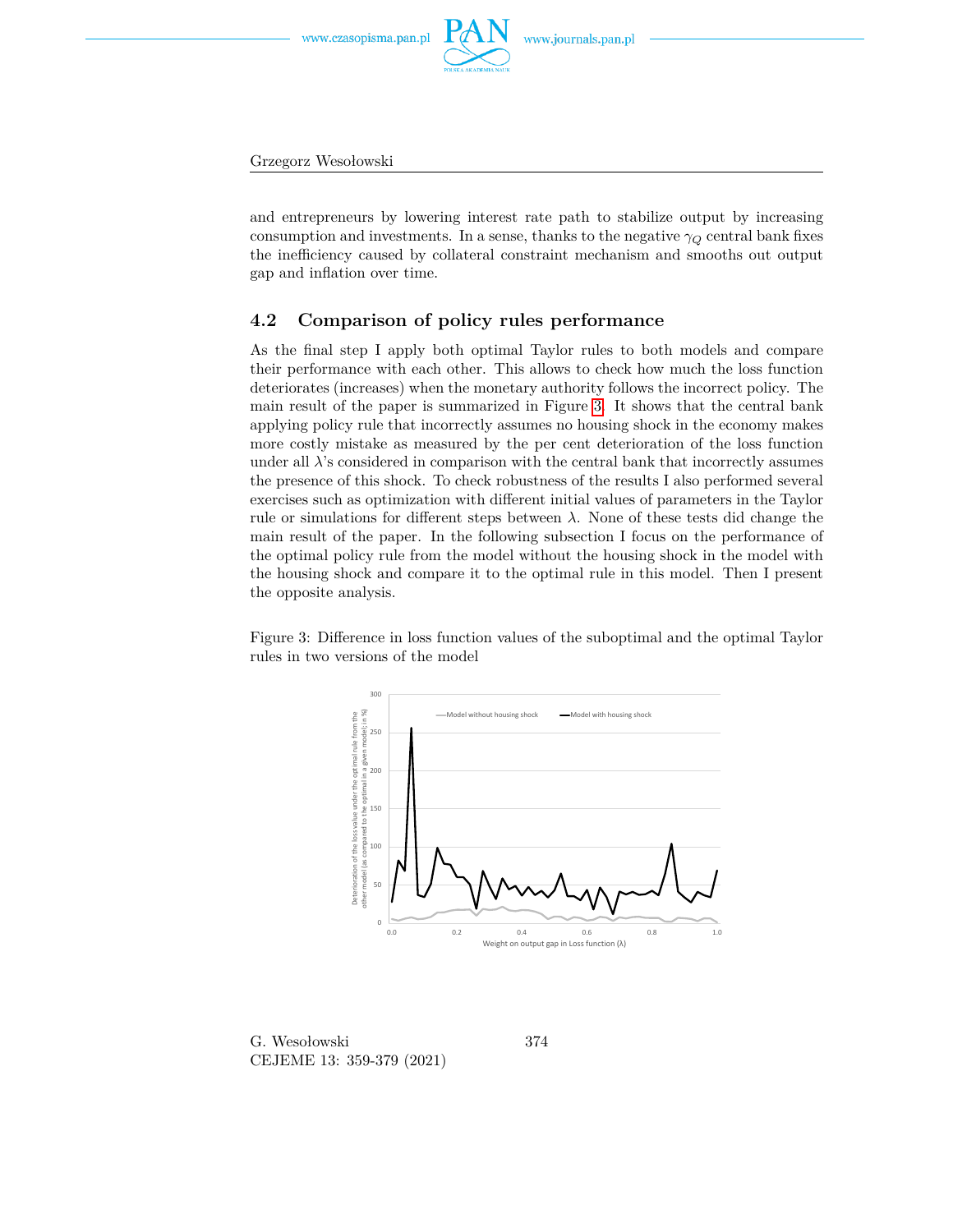and entrepreneurs by lowering interest rate path to stabilize output by increasing consumption and investments. In a sense, thanks to the negative $\gamma_Q$ central bank fixes the inefficiency caused by collateral constraint mechanism and smooths out output gap and inflation over time.

### 4.2 Comparison of policy rules performance

As the final step I apply both optimal Taylor rules to both models and compare their performance with each other. This allows to check how much the loss function deteriorates (increases) when the monetary authority follows the incorrect policy. The main result of the paper is summarized in Figure 3. It shows that the central bank applying policy rule that incorrectly assumes no housing shock in the economy makes more costly mistake as measured by the per cent deterioration of the loss function under all $\lambda$'s considered in comparison with the central bank that incorrectly assumes the presence of this shock. To check robustness of the results I also performed several exercises such as optimization with different initial values of parameters in the Taylor rule or simulations for different steps between $\lambda$. None of these tests did change the main result of the paper. In the following subsection I focus on the performance of the optimal policy rule from the model without the housing shock in the model with the housing shock and compare it to the optimal rule in this model. Then I present the opposite analysis.

Figure 3: Difference in loss function values of the suboptimal and the optimal Taylor rules in two versions of the model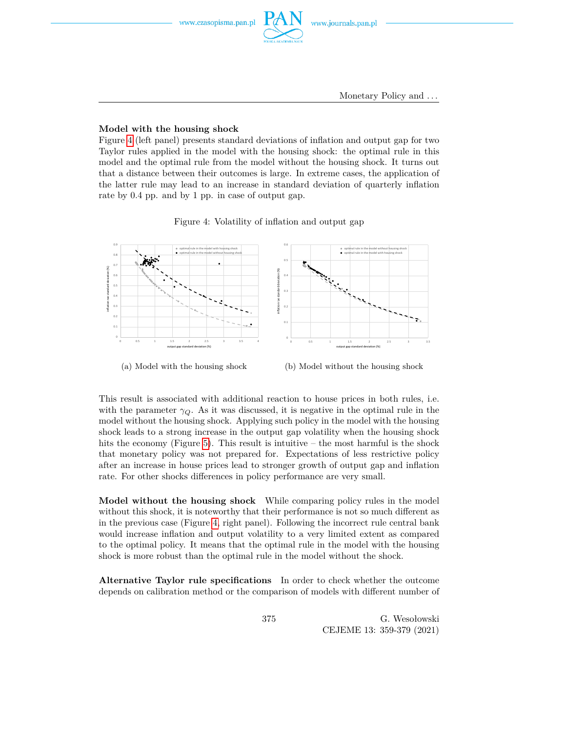**Model with the housing shock**

Figure 4 (left panel) presents standard deviations of inflation and output gap for two Taylor rules applied in the model with the housing shock: the optimal rule in this model and the optimal rule from the model without the housing shock. It turns out that a distance between their outcomes is large. In extreme cases, the application of the latter rule may lead to an increase in standard deviation of quarterly inflation rate by 0.4 pp. and by 1 pp. in case of output gap.

Figure 4: Volatility of inflation and output gap

(a) Model with the housing shock

(b) Model without the housing shock

This result is associated with additional reaction to house prices in both rules, i.e. with the parameter $\gamma_Q$. As it was discussed, it is negative in the optimal rule in the model without the housing shock. Applying such policy in the model with the housing shock leads to a strong increase in the output gap volatility when the housing shock hits the economy (Figure 5). This result is intuitive – the most harmful is the shock that monetary policy was not prepared for. Expectations of less restrictive policy after an increase in house prices lead to stronger growth of output gap and inflation rate. For other shocks differences in policy performance are very small.

**Model without the housing shock** While comparing policy rules in the model without this shock, it is noteworthy that their performance is not so much different as in the previous case (Figure 4, right panel). Following the incorrect rule central bank would increase inflation and output volatility to a very limited extent as compared to the optimal policy. It means that the optimal rule in the model with the housing shock is more robust than the optimal rule in the model without the shock.

**Alternative Taylor rule specifications** In order to check whether the outcome depends on calibration method or the comparison of models with different number of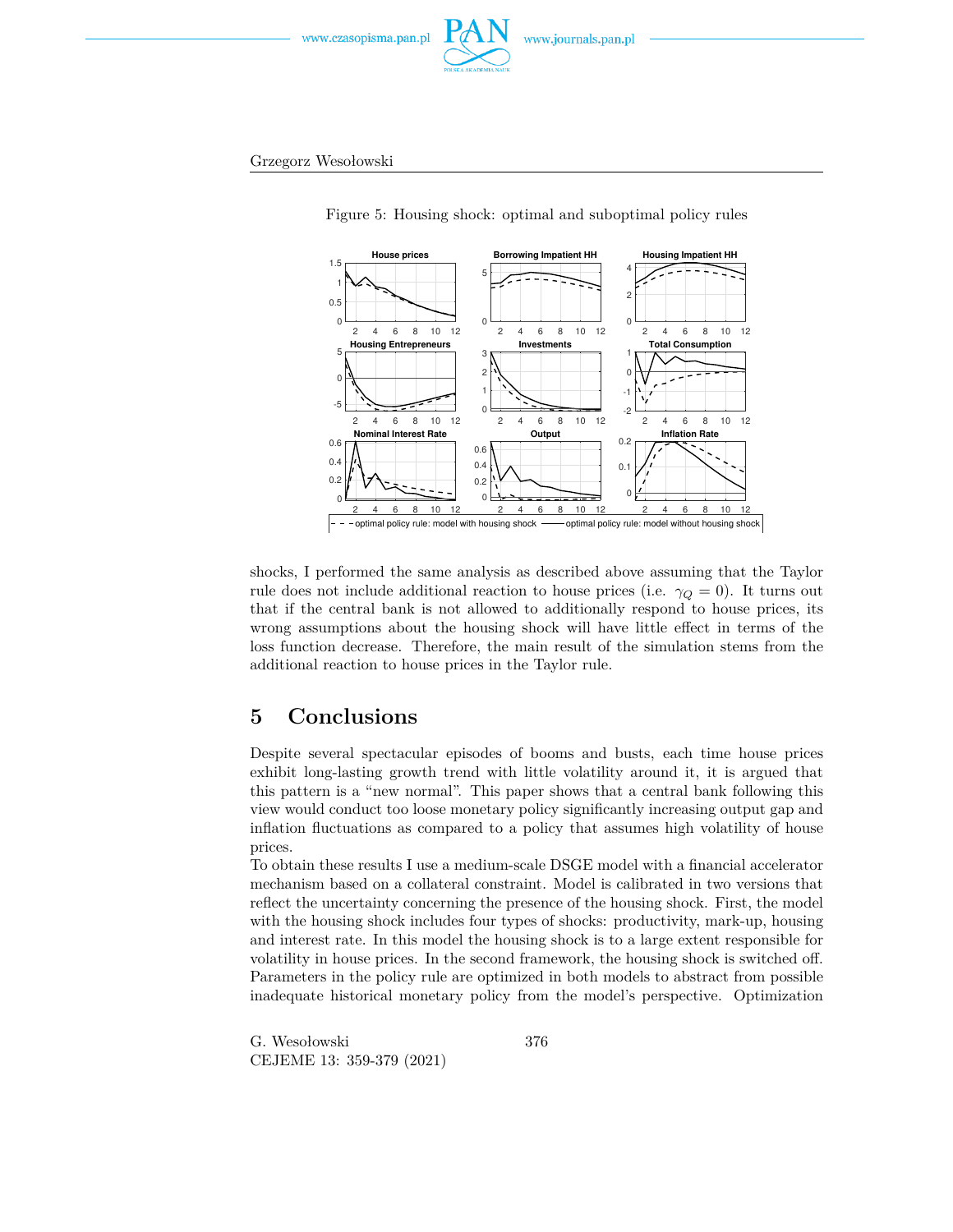Figure 5: Housing shock: optimal and suboptimal policy rules

shocks, I performed the same analysis as described above assuming that the Taylor rule does not include additional reaction to house prices (i.e. $\gamma_Q = 0$). It turns out that if the central bank is not allowed to additionally respond to house prices, its wrong assumptions about the housing shock will have little effect in terms of the loss function decrease. Therefore, the main result of the simulation stems from the additional reaction to house prices in the Taylor rule.

## 5 Conclusions

Despite several spectacular episodes of booms and busts, each time house prices exhibit long-lasting growth trend with little volatility around it, it is argued that this pattern is a "new normal". This paper shows that a central bank following this view would conduct too loose monetary policy significantly increasing output gap and inflation fluctuations as compared to a policy that assumes high volatility of house prices.

To obtain these results I use a medium-scale DSGE model with a financial accelerator mechanism based on a collateral constraint. Model is calibrated in two versions that reflect the uncertainty concerning the presence of the housing shock. First, the model with the housing shock includes four types of shocks: productivity, mark-up, housing and interest rate. In this model the housing shock is to a large extent responsible for volatility in house prices. In the second framework, the housing shock is switched off. Parameters in the policy rule are optimized in both models to abstract from possible inadequate historical monetary policy from the model's perspective. Optimization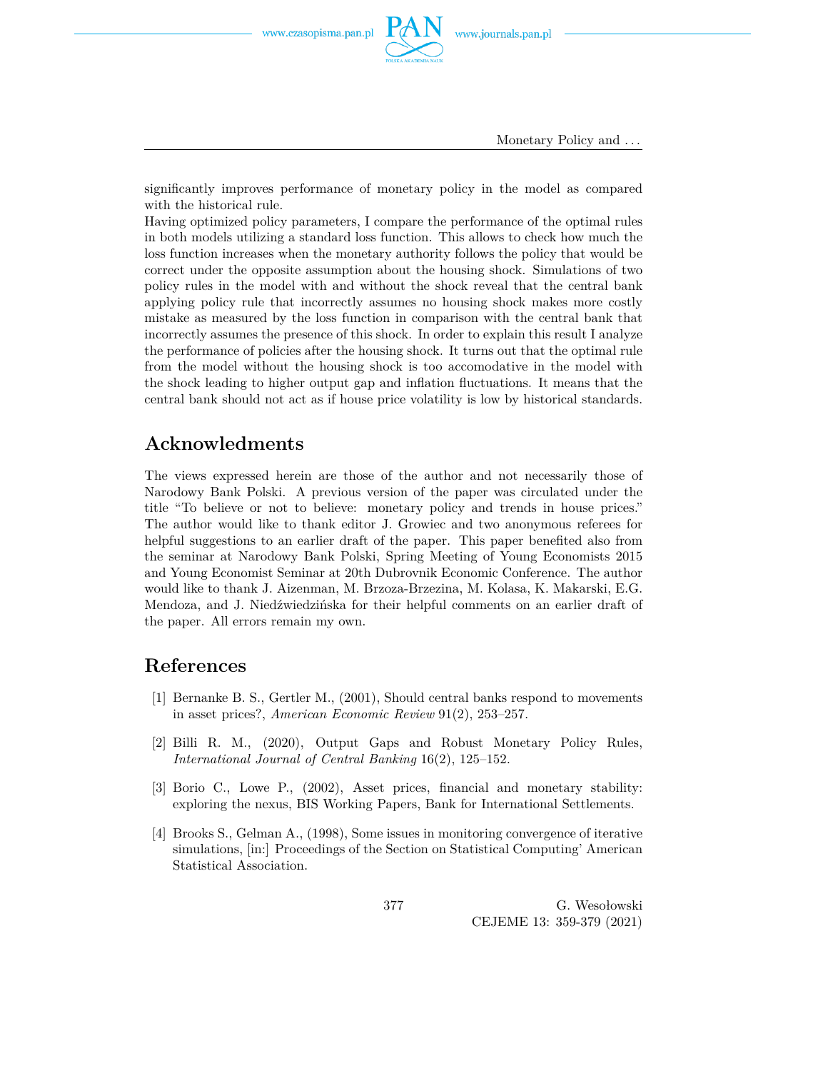significantly improves performance of monetary policy in the model as compared with the historical rule.

Having optimized policy parameters, I compare the performance of the optimal rules in both models utilizing a standard loss function. This allows to check how much the loss function increases when the monetary authority follows the policy that would be correct under the opposite assumption about the housing shock. Simulations of two policy rules in the model with and without the shock reveal that the central bank applying policy rule that incorrectly assumes no housing shock makes more costly mistake as measured by the loss function in comparison with the central bank that incorrectly assumes the presence of this shock. In order to explain this result I analyze the performance of policies after the housing shock. It turns out that the optimal rule from the model without the housing shock is too accomodative in the model with the shock leading to higher output gap and inflation fluctuations. It means that the central bank should not act as if house price volatility is low by historical standards.

## Acknowledments

The views expressed herein are those of the author and not necessarily those of Narodowy Bank Polski. A previous version of the paper was circulated under the title "To believe or not to believe: monetary policy and trends in house prices." The author would like to thank editor J. Growiec and two anonymous referees for helpful suggestions to an earlier draft of the paper. This paper benefited also from the seminar at Narodowy Bank Polski, Spring Meeting of Young Economists 2015 and Young Economist Seminar at 20th Dubrovnik Economic Conference. The author would like to thank J. Aizenman, M. Brzoza-Brzezina, M. Kolasa, K. Makarski, E.G. Mendoza, and J. Niedźwiedzińska for their helpful comments on an earlier draft of the paper. All errors remain my own.

## References

[1] Bernanke B. S., Gertler M., (2001), Should central banks respond to movements in asset prices?, *American Economic Review* 91(2), 253–257.

[2] Billi R. M., (2020), Output Gaps and Robust Monetary Policy Rules, *International Journal of Central Banking* 16(2), 125–152.

[3] Borio C., Lowe P., (2002), Asset prices, financial and monetary stability: exploring the nexus, BIS Working Papers, Bank for International Settlements.

[4] Brooks S., Gelman A., (1998), Some issues in monitoring convergence of iterative simulations, [in:] Proceedings of the Section on Statistical Computing' American Statistical Association.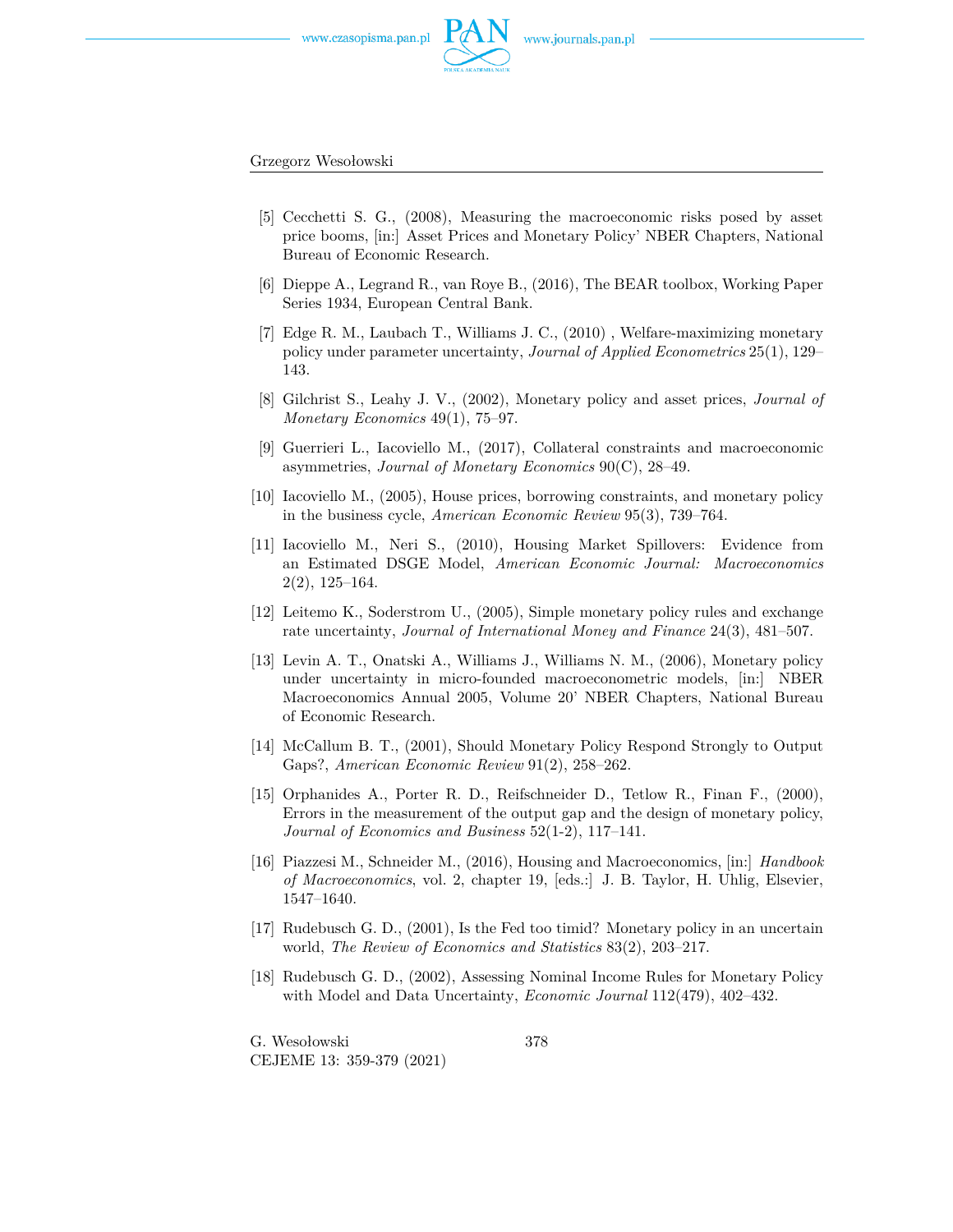[5] Cecchetti S. G., (2008), Measuring the macroeconomic risks posed by asset price booms, [in:] Asset Prices and Monetary Policy' NBER Chapters, National Bureau of Economic Research.

[6] Dieppe A., Legrand R., van Roye B., (2016), The BEAR toolbox, Working Paper Series 1934, European Central Bank.

[7] Edge R. M., Laubach T., Williams J. C., (2010) , Welfare-maximizing monetary policy under parameter uncertainty, *Journal of Applied Econometrics* 25(1), 129–143.

[8] Gilchrist S., Leahy J. V., (2002), Monetary policy and asset prices, *Journal of Monetary Economics* 49(1), 75–97.

[9] Guerrieri L., Iacoviello M., (2017), Collateral constraints and macroeconomic asymmetries, *Journal of Monetary Economics* 90(C), 28–49.

[10] Iacoviello M., (2005), House prices, borrowing constraints, and monetary policy in the business cycle, *American Economic Review* 95(3), 739–764.

[11] Iacoviello M., Neri S., (2010), Housing Market Spillovers: Evidence from an Estimated DSGE Model, *American Economic Journal: Macroeconomics* 2(2), 125–164.

[12] Leitemo K., Soderstrom U., (2005), Simple monetary policy rules and exchange rate uncertainty, *Journal of International Money and Finance* 24(3), 481–507.

[13] Levin A. T., Onatski A., Williams J., Williams N. M., (2006), Monetary policy under uncertainty in micro-founded macroeconometric models, [in:] NBER Macroeconomics Annual 2005, Volume 20' NBER Chapters, National Bureau of Economic Research.

[14] McCallum B. T., (2001), Should Monetary Policy Respond Strongly to Output Gaps?, *American Economic Review* 91(2), 258–262.

[15] Orphanides A., Porter R. D., Reifschneider D., Tetlow R., Finan F., (2000), Errors in the measurement of the output gap and the design of monetary policy, *Journal of Economics and Business* 52(1-2), 117–141.

[16] Piazzesi M., Schneider M., (2016), Housing and Macroeconomics, [in:] *Handbook of Macroeconomics*, vol. 2, chapter 19, [eds.:] J. B. Taylor, H. Uhlig, Elsevier, 1547–1640.

[17] Rudebusch G. D., (2001), Is the Fed too timid? Monetary policy in an uncertain world, *The Review of Economics and Statistics* 83(2), 203–217.

[18] Rudebusch G. D., (2002), Assessing Nominal Income Rules for Monetary Policy with Model and Data Uncertainty, *Economic Journal* 112(479), 402–432.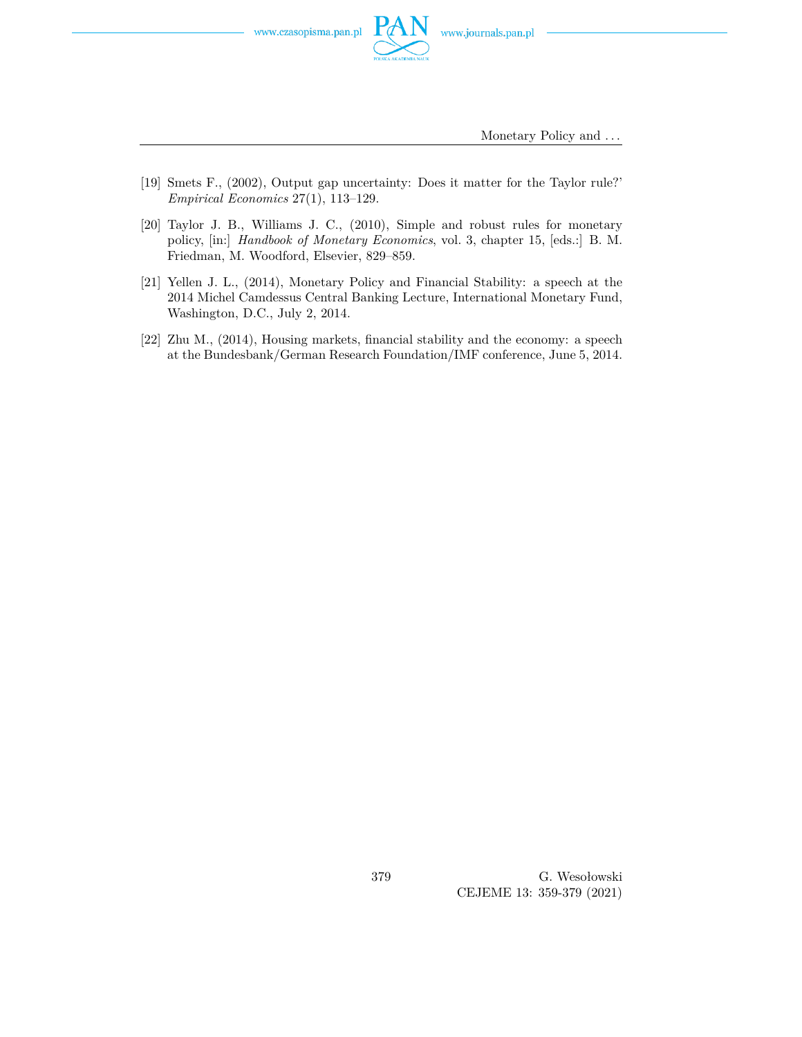[19] Smets F., (2002), Output gap uncertainty: Does it matter for the Taylor rule?' *Empirical Economics* 27(1), 113–129.

[20] Taylor J. B., Williams J. C., (2010), Simple and robust rules for monetary policy, [in:] *Handbook of Monetary Economics*, vol. 3, chapter 15, [eds.:] B. M. Friedman, M. Woodford, Elsevier, 829–859.

[21] Yellen J. L., (2014), Monetary Policy and Financial Stability: a speech at the 2014 Michel Camdessus Central Banking Lecture, International Monetary Fund, Washington, D.C., July 2, 2014.

[22] Zhu M., (2014), Housing markets, financial stability and the economy: a speech at the Bundesbank/German Research Foundation/IMF conference, June 5, 2014.